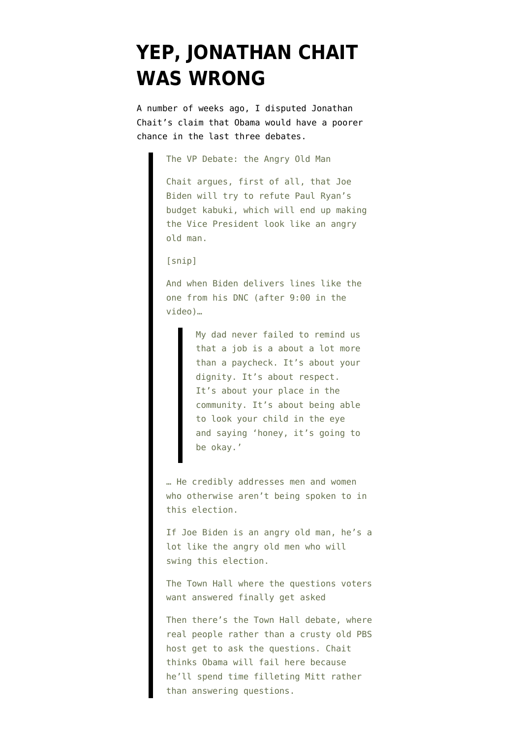# YEP, JONATHAN CHAIT WAS WRONG

A number of weeks ago, I disputed Jonathan Chait's claim that Obama would have a poorer chance in the last three debates.

> The VP Debate: the Angry Old Man
>
> Chait argues, first of all, that Joe Biden will try to refute Paul Ryan's budget kabuki, which will end up making the Vice President look like an angry old man.
>
> [snip]
>
> And when Biden delivers lines like the one from his DNC (after 9:00 in the video)…
>
> > My dad never failed to remind us that a job is a about a lot more than a paycheck. It's about your dignity. It's about respect. It's about your place in the community. It's about being able to look your child in the eye and saying 'honey, it's going to be okay.'
>
> … He credibly addresses men and women who otherwise aren't being spoken to in this election.
>
> If Joe Biden is an angry old man, he's a lot like the angry old men who will swing this election.
>
> The Town Hall where the questions voters want answered finally get asked
>
> Then there's the Town Hall debate, where real people rather than a crusty old PBS host get to ask the questions. Chait thinks Obama will fail here because he'll spend time filleting Mitt rather than answering questions.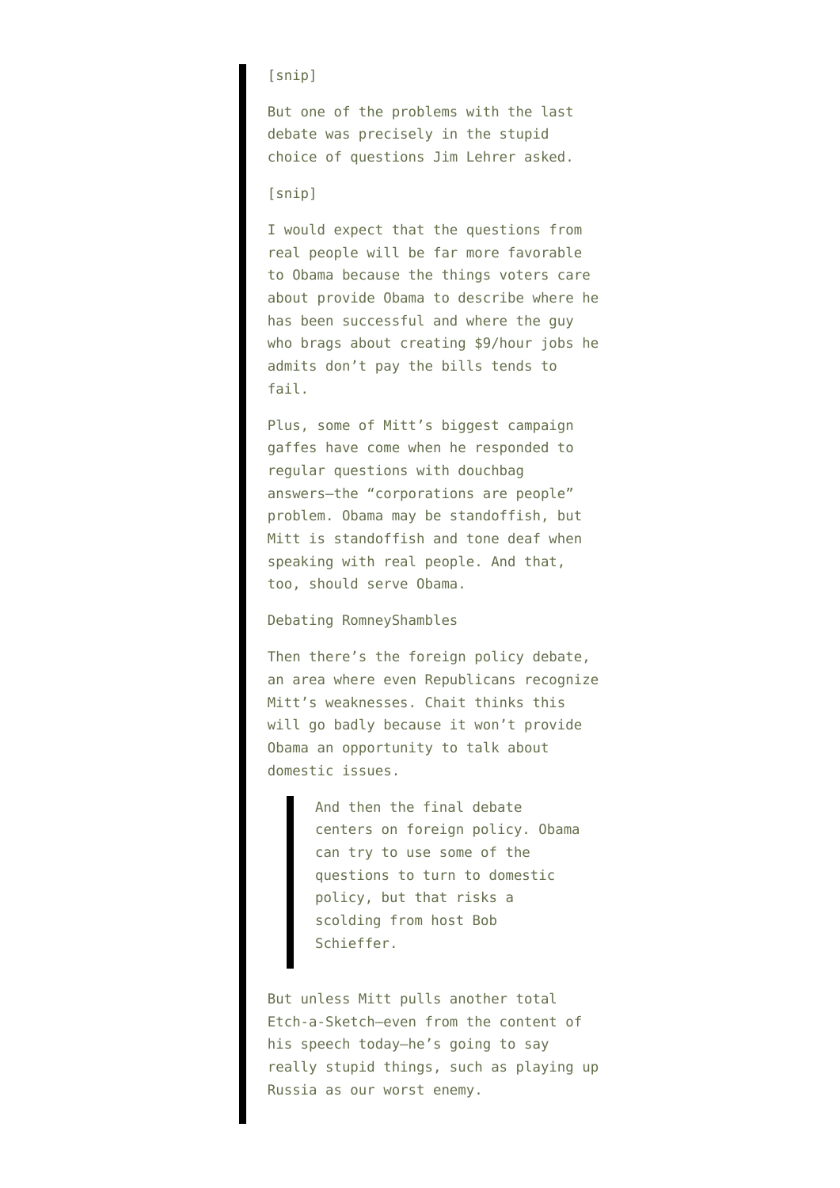> [snip]
>
> But one of the problems with the last debate was precisely in the stupid choice of questions Jim Lehrer asked.
>
> [snip]
>
> I would expect that the questions from real people will be far more favorable to Obama because the things voters care about provide Obama to describe where he has been successful and where the guy who brags about creating $9/hour jobs he admits don't pay the bills tends to fail.
>
> Plus, some of Mitt's biggest campaign gaffes have come when he responded to regular questions with douchbag answers–the "corporations are people" problem. Obama may be standoffish, but Mitt is standoffish and tone deaf when speaking with real people. And that, too, should serve Obama.
>
> Debating RomneyShambles
>
> Then there's the foreign policy debate, an area where even Republicans recognize Mitt's weaknesses. Chait thinks this will go badly because it won't provide Obama an opportunity to talk about domestic issues.
>
> > And then the final debate centers on foreign policy. Obama can try to use some of the questions to turn to domestic policy, but that risks a scolding from host Bob Schieffer.
>
> But unless Mitt pulls another total Etch-a-Sketch–even from the content of his speech today–he's going to say really stupid things, such as playing up Russia as our worst enemy.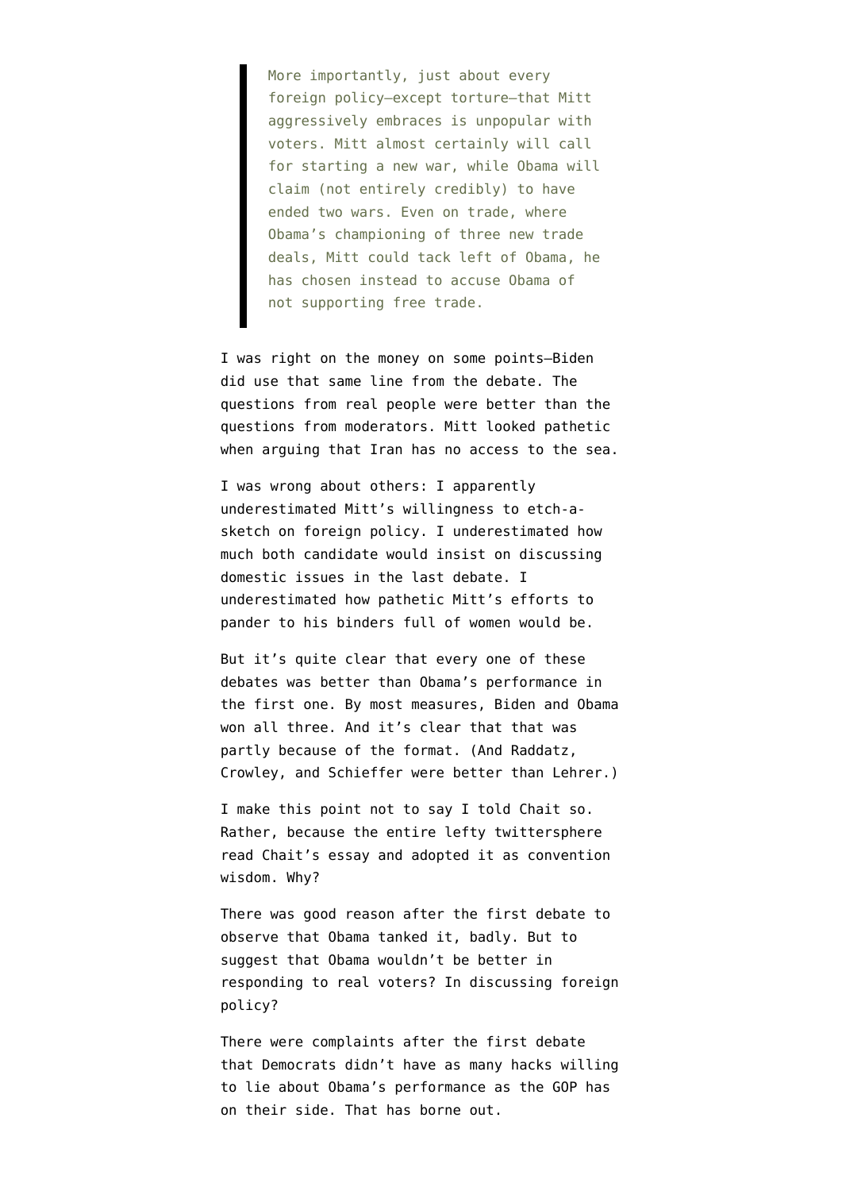> More importantly, just about every foreign policy—except torture—that Mitt aggressively embraces is unpopular with voters. Mitt almost certainly will call for starting a new war, while Obama will claim (not entirely credibly) to have ended two wars. Even on trade, where Obama's championing of three new trade deals, Mitt could tack left of Obama, he has chosen instead to accuse Obama of not supporting free trade.

I was right on the money on some points—Biden did use that same line from the debate. The questions from real people were better than the questions from moderators. Mitt looked pathetic when arguing that Iran has no access to the sea.

I was wrong about others: I apparently underestimated Mitt's willingness to etch-a-sketch on foreign policy. I underestimated how much both candidate would insist on discussing domestic issues in the last debate. I underestimated how pathetic Mitt's efforts to pander to his binders full of women would be.

But it's quite clear that every one of these debates was better than Obama's performance in the first one. By most measures, Biden and Obama won all three. And it's clear that that was partly because of the format. (And Raddatz, Crowley, and Schieffer were better than Lehrer.)

I make this point not to say I told Chait so. Rather, because the entire lefty twittersphere read Chait's essay and adopted it as convention wisdom. Why?

There was good reason after the first debate to observe that Obama tanked it, badly. But to suggest that Obama wouldn't be better in responding to real voters? In discussing foreign policy?

There were complaints after the first debate that Democrats didn't have as many hacks willing to lie about Obama's performance as the GOP has on their side. That has borne out.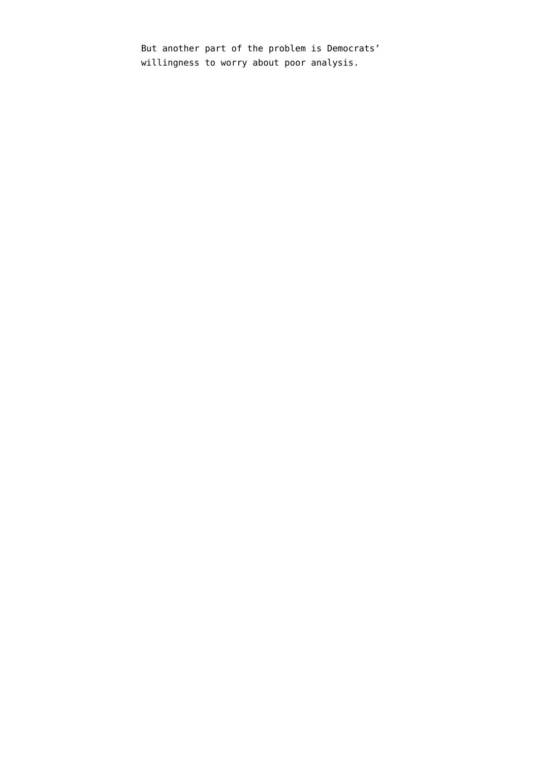But another part of the problem is Democrats’ willingness to worry about poor analysis.